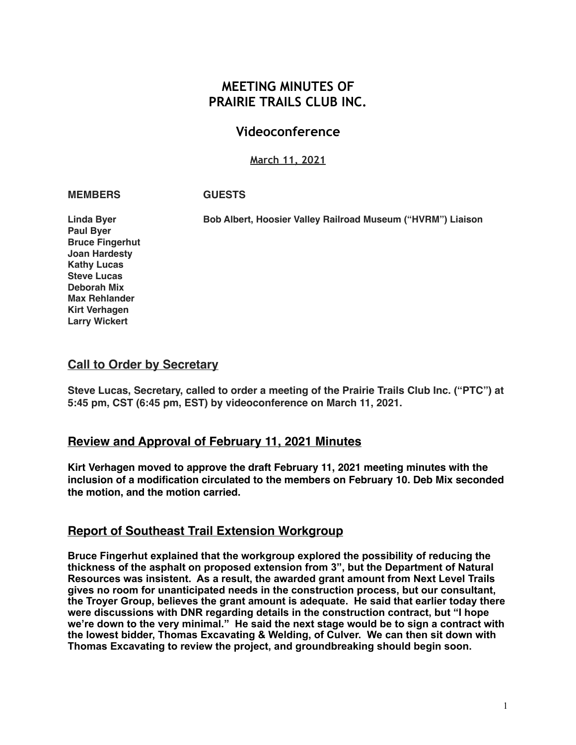# MEETING MINUTES OF PRAIRIE TRAILS CLUB INC.

## Videoconference

March 11, 2021

| MEMBERS | GUESTS |
|---|---|
| Linda Byer | Bob Albert, Hoosier Valley Railroad Museum ("HVRM") Liaison |
| Paul Byer | |
| Bruce Fingerhut | |
| Joan Hardesty | |
| Kathy Lucas | |
| Steve Lucas | |
| Deborah Mix | |
| Max Rehlander | |
| Kirt Verhagen | |
| Larry Wickert | |

## Call to Order by Secretary

**Steve Lucas, Secretary, called to order a meeting of the Prairie Trails Club Inc. ("PTC") at 5:45 pm, CST (6:45 pm, EST) by videoconference on March 11, 2021.**

## Review and Approval of February 11, 2021 Minutes

**Kirt Verhagen moved to approve the draft February 11, 2021 meeting minutes with the inclusion of a modification circulated to the members on February 10. Deb Mix seconded the motion, and the motion carried.**

## Report of Southeast Trail Extension Workgroup

**Bruce Fingerhut explained that the workgroup explored the possibility of reducing the thickness of the asphalt on proposed extension from 3", but the Department of Natural Resources was insistent. As a result, the awarded grant amount from Next Level Trails gives no room for unanticipated needs in the construction process, but our consultant, the Troyer Group, believes the grant amount is adequate. He said that earlier today there were discussions with DNR regarding details in the construction contract, but "I hope we're down to the very minimal." He said the next stage would be to sign a contract with the lowest bidder, Thomas Excavating & Welding, of Culver. We can then sit down with Thomas Excavating to review the project, and groundbreaking should begin soon.**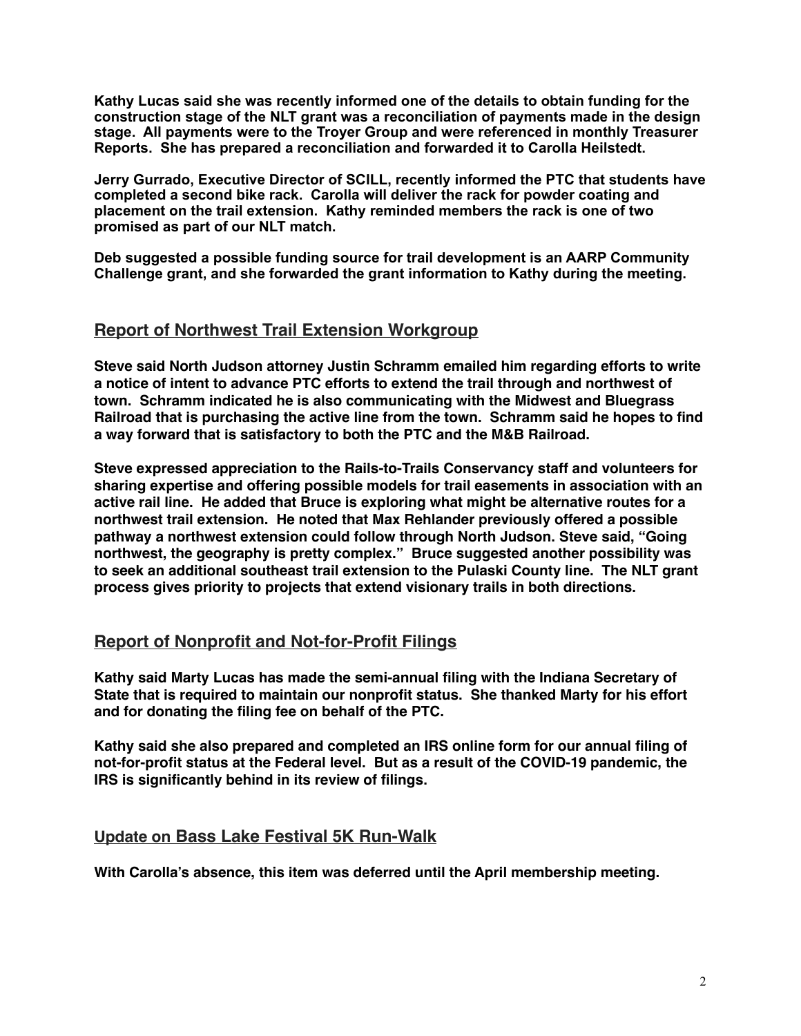**Kathy Lucas said she was recently informed one of the details to obtain funding for the construction stage of the NLT grant was a reconciliation of payments made in the design stage. All payments were to the Troyer Group and were referenced in monthly Treasurer Reports. She has prepared a reconciliation and forwarded it to Carolla Heilstedt.**

**Jerry Gurrado, Executive Director of SCILL, recently informed the PTC that students have completed a second bike rack. Carolla will deliver the rack for powder coating and placement on the trail extension. Kathy reminded members the rack is one of two promised as part of our NLT match.**

**Deb suggested a possible funding source for trail development is an AARP Community Challenge grant, and she forwarded the grant information to Kathy during the meeting.**

## Report of Northwest Trail Extension Workgroup

**Steve said North Judson attorney Justin Schramm emailed him regarding efforts to write a notice of intent to advance PTC efforts to extend the trail through and northwest of town. Schramm indicated he is also communicating with the Midwest and Bluegrass Railroad that is purchasing the active line from the town. Schramm said he hopes to find a way forward that is satisfactory to both the PTC and the M&B Railroad.**

**Steve expressed appreciation to the Rails-to-Trails Conservancy staff and volunteers for sharing expertise and offering possible models for trail easements in association with an active rail line. He added that Bruce is exploring what might be alternative routes for a northwest trail extension. He noted that Max Rehlander previously offered a possible pathway a northwest extension could follow through North Judson. Steve said, "Going northwest, the geography is pretty complex." Bruce suggested another possibility was to seek an additional southeast trail extension to the Pulaski County line. The NLT grant process gives priority to projects that extend visionary trails in both directions.**

## Report of Nonprofit and Not-for-Profit Filings

**Kathy said Marty Lucas has made the semi-annual filing with the Indiana Secretary of State that is required to maintain our nonprofit status. She thanked Marty for his effort and for donating the filing fee on behalf of the PTC.**

**Kathy said she also prepared and completed an IRS online form for our annual filing of not-for-profit status at the Federal level. But as a result of the COVID-19 pandemic, the IRS is significantly behind in its review of filings.**

## Update on Bass Lake Festival 5K Run-Walk

**With Carolla's absence, this item was deferred until the April membership meeting.**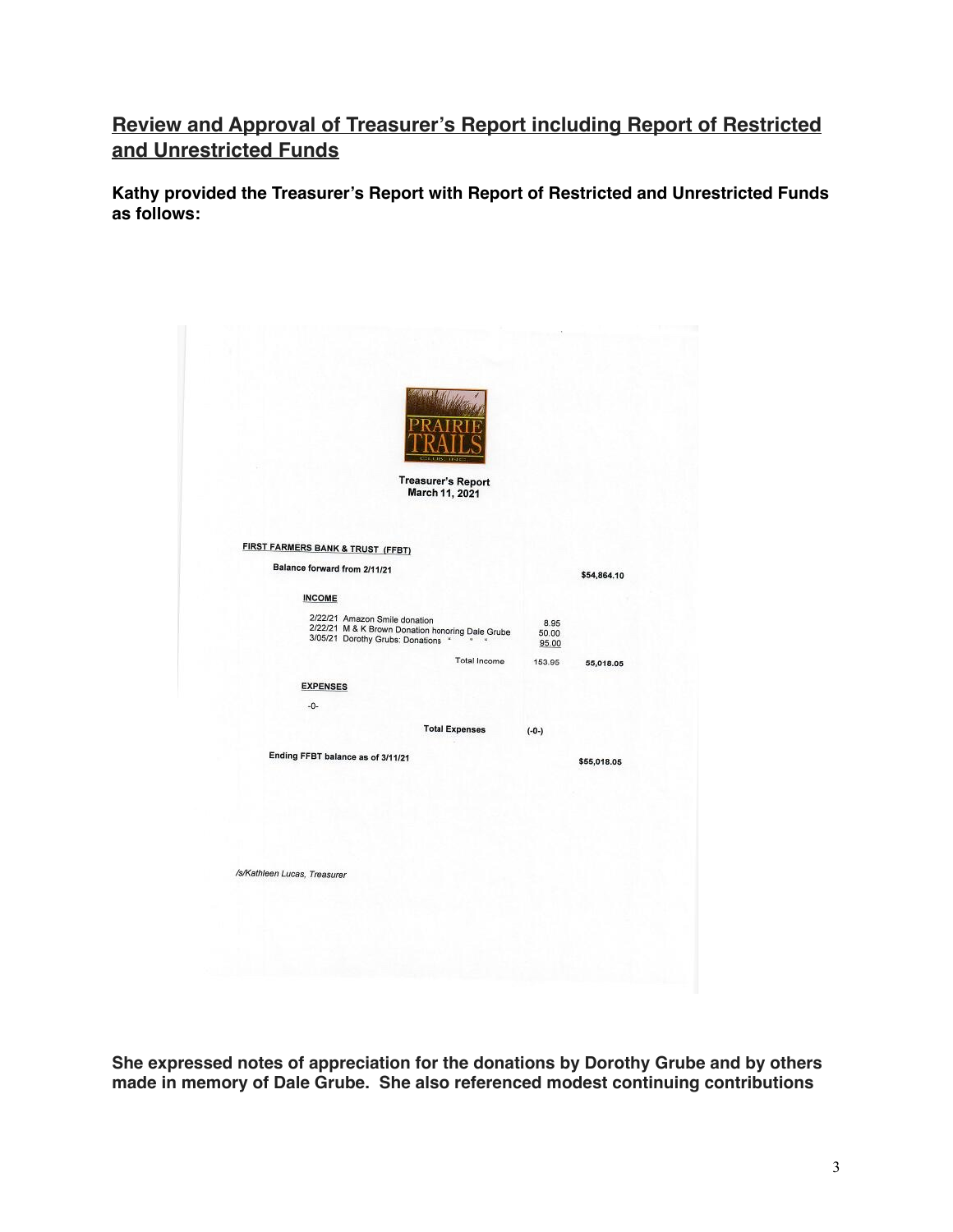## Review and Approval of Treasurer's Report including Report of Restricted and Unrestricted Funds

**Kathy provided the Treasurer's Report with Report of Restricted and Unrestricted Funds as follows:**

PRAIRIE TRAILS CLUB, INC.

**Treasurer's Report**
**March 11, 2021**

**FIRST FARMERS BANK & TRUST (FFBT)**

| | | | |
|---|---|---|---|
| **Balance forward from 2/11/21** | | | **$54,864.10** |
| **INCOME** | | | |
| 2/22/21 Amazon Smile donation | | 8.95 | |
| 2/22/21 M & K Brown Donation honoring Dale Grube | | 50.00 | |
| 3/05/21 Dorothy Grubs: Donations " " " | | 95.00 | |
| | Total Income | 153.95 | **55,018.05** |
| **EXPENSES** | | | |
| -0- | | | |
| | **Total Expenses** | **(-0-)** | |
| **Ending FFBT balance as of 3/11/21** | | | **$55,018.05** |

*/s/Kathleen Lucas, Treasurer*

**She expressed notes of appreciation for the donations by Dorothy Grube and by others made in memory of Dale Grube. She also referenced modest continuing contributions**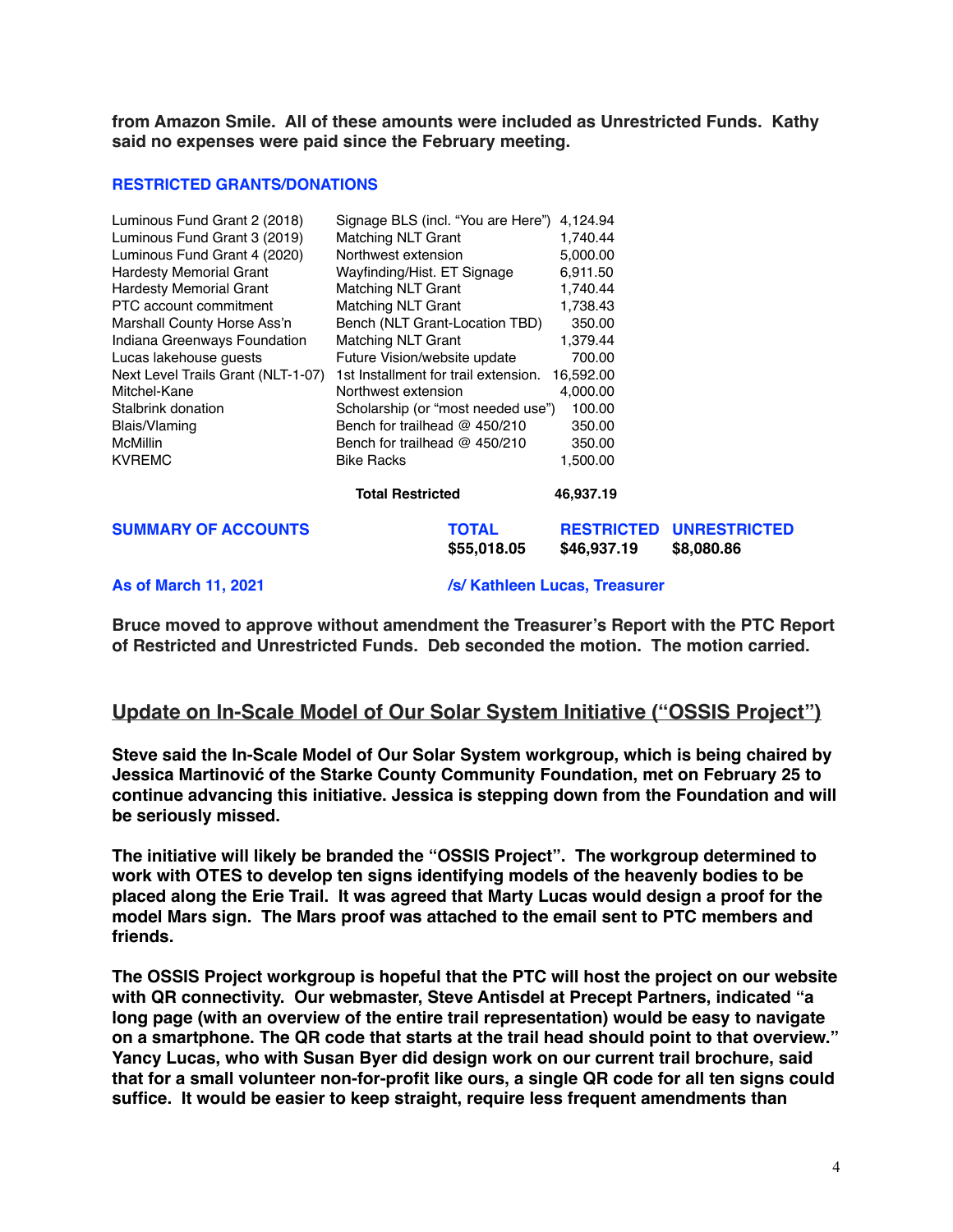**from Amazon Smile. All of these amounts were included as Unrestricted Funds. Kathy said no expenses were paid since the February meeting.**

**RESTRICTED GRANTS/DONATIONS**

| | | |
|---|---|---|
| Luminous Fund Grant 2 (2018) | Signage BLS (incl. "You are Here") | 4,124.94 |
| Luminous Fund Grant 3 (2019) | Matching NLT Grant | 1,740.44 |
| Luminous Fund Grant 4 (2020) | Northwest extension | 5,000.00 |
| Hardesty Memorial Grant | Wayfinding/Hist. ET Signage | 6,911.50 |
| Hardesty Memorial Grant | Matching NLT Grant | 1,740.44 |
| PTC account commitment | Matching NLT Grant | 1,738.43 |
| Marshall County Horse Ass'n | Bench (NLT Grant-Location TBD) | 350.00 |
| Indiana Greenways Foundation | Matching NLT Grant | 1,379.44 |
| Lucas lakehouse guests | Future Vision/website update | 700.00 |
| Next Level Trails Grant (NLT-1-07) | 1st Installment for trail extension. | 16,592.00 |
| Mitchel-Kane | Northwest extension | 4,000.00 |
| Stalbrink donation | Scholarship (or "most needed use") | 100.00 |
| Blais/Vlaming | Bench for trailhead @ 450/210 | 350.00 |
| McMillin | Bench for trailhead @ 450/210 | 350.00 |
| KVREMC | Bike Racks | 1,500.00 |
| | **Total Restricted** | **46,937.19** |

| **SUMMARY OF ACCOUNTS** | **TOTAL** | **RESTRICTED** | **UNRESTRICTED** |
|---|---|---|---|
| | **$55,018.05** | **$46,937.19** | **$8,080.86** |

**As of March 11, 2021** **/s/ Kathleen Lucas, Treasurer**

**Bruce moved to approve without amendment the Treasurer's Report with the PTC Report of Restricted and Unrestricted Funds. Deb seconded the motion. The motion carried.**

## Update on In-Scale Model of Our Solar System Initiative ("OSSIS Project")

**Steve said the In-Scale Model of Our Solar System workgroup, which is being chaired by Jessica Martinović of the Starke County Community Foundation, met on February 25 to continue advancing this initiative. Jessica is stepping down from the Foundation and will be seriously missed.**

**The initiative will likely be branded the "OSSIS Project". The workgroup determined to work with OTES to develop ten signs identifying models of the heavenly bodies to be placed along the Erie Trail. It was agreed that Marty Lucas would design a proof for the model Mars sign. The Mars proof was attached to the email sent to PTC members and friends.**

**The OSSIS Project workgroup is hopeful that the PTC will host the project on our website with QR connectivity. Our webmaster, Steve Antisdel at Precept Partners, indicated "a long page (with an overview of the entire trail representation) would be easy to navigate on a smartphone. The QR code that starts at the trail head should point to that overview." Yancy Lucas, who with Susan Byer did design work on our current trail brochure, said that for a small volunteer non-for-profit like ours, a single QR code for all ten signs could suffice. It would be easier to keep straight, require less frequent amendments than**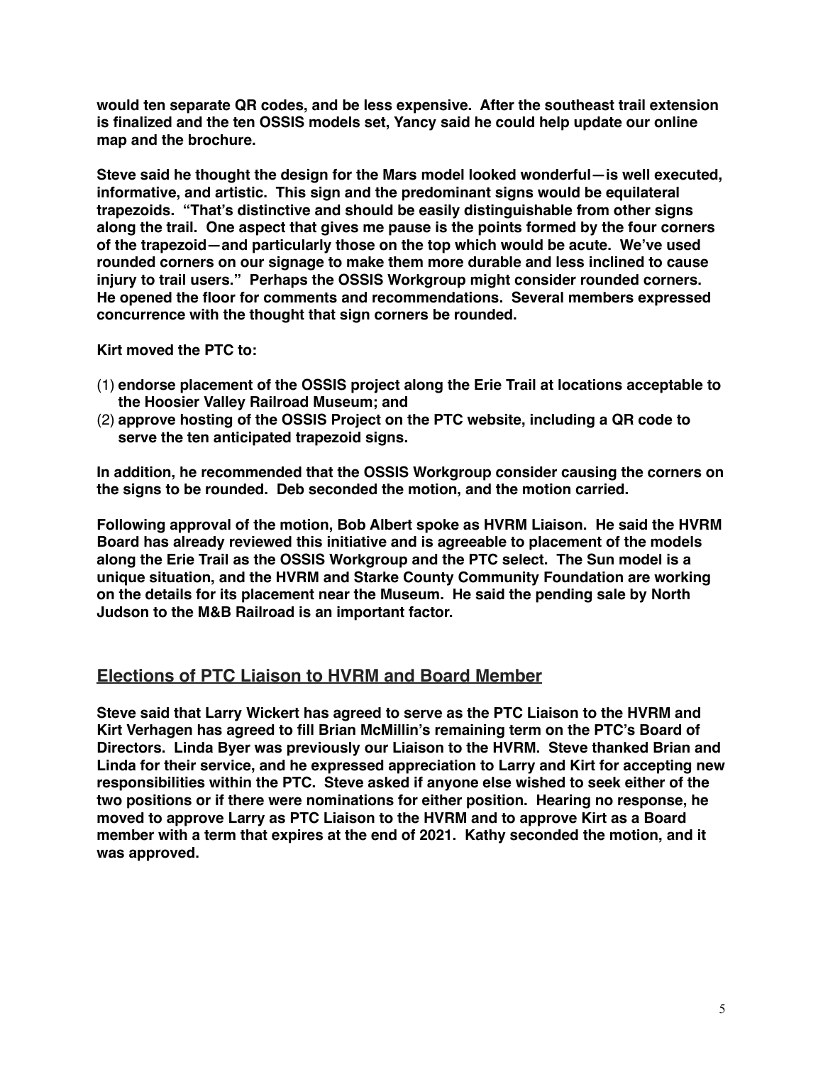**would ten separate QR codes, and be less expensive. After the southeast trail extension is finalized and the ten OSSIS models set, Yancy said he could help update our online map and the brochure.**

**Steve said he thought the design for the Mars model looked wonderful—is well executed, informative, and artistic. This sign and the predominant signs would be equilateral trapezoids. "That's distinctive and should be easily distinguishable from other signs along the trail. One aspect that gives me pause is the points formed by the four corners of the trapezoid—and particularly those on the top which would be acute. We've used rounded corners on our signage to make them more durable and less inclined to cause injury to trail users." Perhaps the OSSIS Workgroup might consider rounded corners. He opened the floor for comments and recommendations. Several members expressed concurrence with the thought that sign corners be rounded.**

**Kirt moved the PTC to:**

(1) **endorse placement of the OSSIS project along the Erie Trail at locations acceptable to the Hoosier Valley Railroad Museum; and**
(2) **approve hosting of the OSSIS Project on the PTC website, including a QR code to serve the ten anticipated trapezoid signs.**

**In addition, he recommended that the OSSIS Workgroup consider causing the corners on the signs to be rounded. Deb seconded the motion, and the motion carried.**

**Following approval of the motion, Bob Albert spoke as HVRM Liaison. He said the HVRM Board has already reviewed this initiative and is agreeable to placement of the models along the Erie Trail as the OSSIS Workgroup and the PTC select. The Sun model is a unique situation, and the HVRM and Starke County Community Foundation are working on the details for its placement near the Museum. He said the pending sale by North Judson to the M&B Railroad is an important factor.**

## Elections of PTC Liaison to HVRM and Board Member

**Steve said that Larry Wickert has agreed to serve as the PTC Liaison to the HVRM and Kirt Verhagen has agreed to fill Brian McMillin's remaining term on the PTC's Board of Directors. Linda Byer was previously our Liaison to the HVRM. Steve thanked Brian and Linda for their service, and he expressed appreciation to Larry and Kirt for accepting new responsibilities within the PTC. Steve asked if anyone else wished to seek either of the two positions or if there were nominations for either position. Hearing no response, he moved to approve Larry as PTC Liaison to the HVRM and to approve Kirt as a Board member with a term that expires at the end of 2021. Kathy seconded the motion, and it was approved.**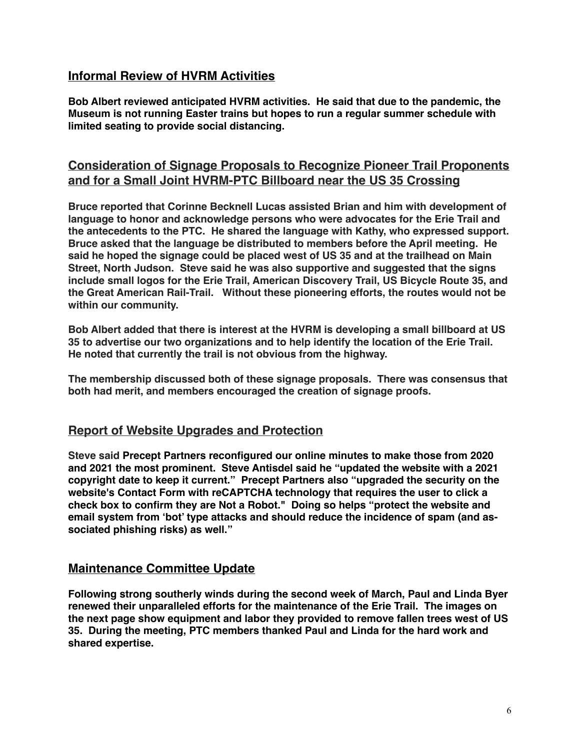## Informal Review of HVRM Activities

**Bob Albert reviewed anticipated HVRM activities. He said that due to the pandemic, the Museum is not running Easter trains but hopes to run a regular summer schedule with limited seating to provide social distancing.**

## Consideration of Signage Proposals to Recognize Pioneer Trail Proponents and for a Small Joint HVRM-PTC Billboard near the US 35 Crossing

**Bruce reported that Corinne Becknell Lucas assisted Brian and him with development of language to honor and acknowledge persons who were advocates for the Erie Trail and the antecedents to the PTC. He shared the language with Kathy, who expressed support. Bruce asked that the language be distributed to members before the April meeting. He said he hoped the signage could be placed west of US 35 and at the trailhead on Main Street, North Judson. Steve said he was also supportive and suggested that the signs include small logos for the Erie Trail, American Discovery Trail, US Bicycle Route 35, and the Great American Rail-Trail. Without these pioneering efforts, the routes would not be within our community.**

**Bob Albert added that there is interest at the HVRM is developing a small billboard at US 35 to advertise our two organizations and to help identify the location of the Erie Trail. He noted that currently the trail is not obvious from the highway.**

**The membership discussed both of these signage proposals. There was consensus that both had merit, and members encouraged the creation of signage proofs.**

## Report of Website Upgrades and Protection

Steve said **Precept Partners reconfigured our online minutes to make those from 2020 and 2021 the most prominent. Steve Antisdel said he "updated the website with a 2021 copyright date to keep it current." Precept Partners also "upgraded the security on the website's Contact Form with reCAPTCHA technology that requires the user to click a check box to confirm they are Not a Robot." Doing so helps "protect the website and email system from 'bot' type attacks and should reduce the incidence of spam (and associated phishing risks) as well."**

## Maintenance Committee Update

**Following strong southerly winds during the second week of March, Paul and Linda Byer renewed their unparalleled efforts for the maintenance of the Erie Trail. The images on the next page show equipment and labor they provided to remove fallen trees west of US 35. During the meeting, PTC members thanked Paul and Linda for the hard work and shared expertise.**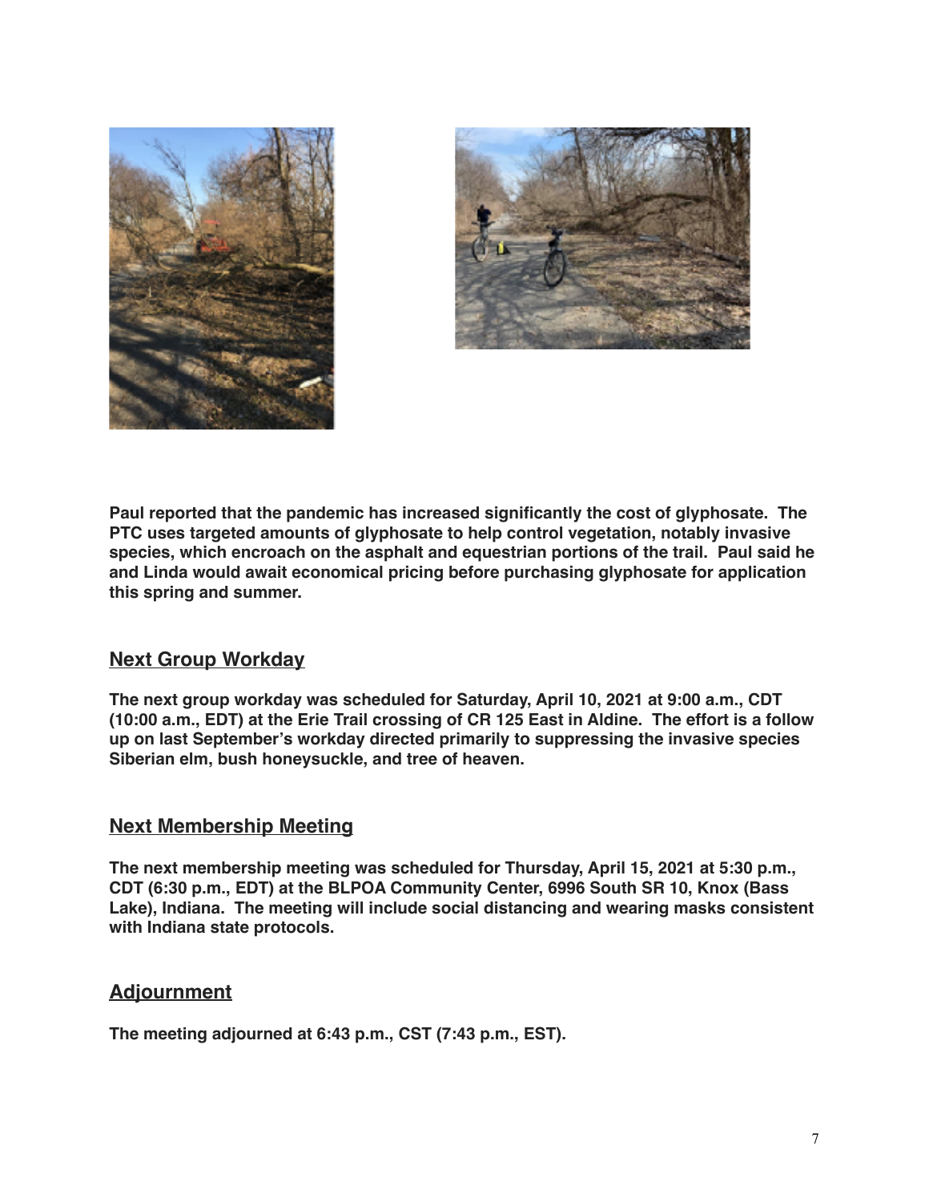**Paul reported that the pandemic has increased significantly the cost of glyphosate. The PTC uses targeted amounts of glyphosate to help control vegetation, notably invasive species, which encroach on the asphalt and equestrian portions of the trail. Paul said he and Linda would await economical pricing before purchasing glyphosate for application this spring and summer.**

## Next Group Workday

**The next group workday was scheduled for Saturday, April 10, 2021 at 9:00 a.m., CDT (10:00 a.m., EDT) at the Erie Trail crossing of CR 125 East in Aldine. The effort is a follow up on last September's workday directed primarily to suppressing the invasive species Siberian elm, bush honeysuckle, and tree of heaven.**

## Next Membership Meeting

**The next membership meeting was scheduled for Thursday, April 15, 2021 at 5:30 p.m., CDT (6:30 p.m., EDT) at the BLPOA Community Center, 6996 South SR 10, Knox (Bass Lake), Indiana. The meeting will include social distancing and wearing masks consistent with Indiana state protocols.**

## Adjournment

**The meeting adjourned at 6:43 p.m., CST (7:43 p.m., EST).**